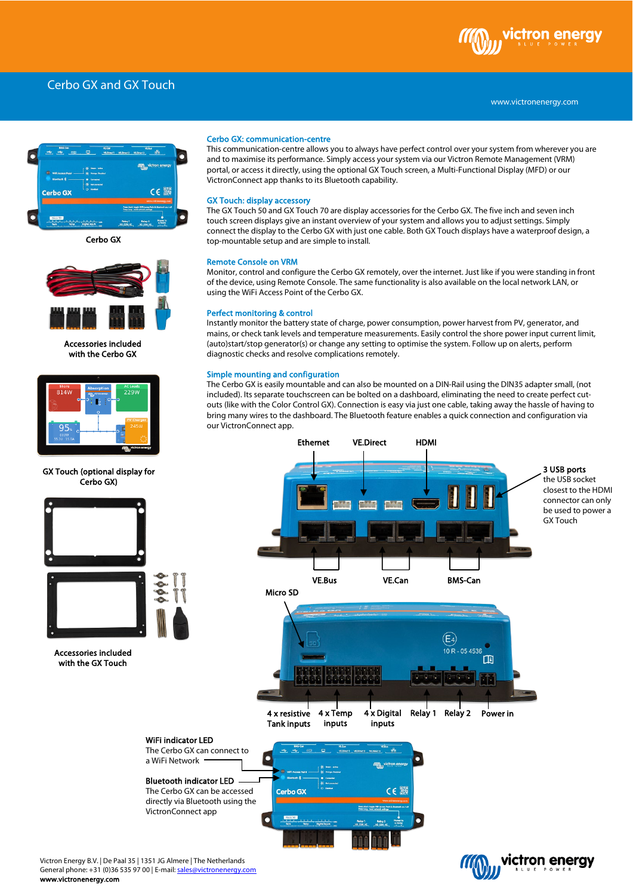# Cerbo GX and GX Touch

www.victronenergy.com

Cerbo GX

Accessories included with the Cerbo GX

GX Touch (optional display for Cerbo GX)

Accessories included with the GX Touch

## Cerbo GX: communication-centre

This communication-centre allows you to always have perfect control over your system from wherever you are and to maximise its performance. Simply access your system via our Victron Remote Management (VRM) portal, or access it directly, using the optional GX Touch screen, a Multi-Functional Display (MFD) or our VictronConnect app thanks to its Bluetooth capability.

## GX Touch: display accessory

The GX Touch 50 and GX Touch 70 are display accessories for the Cerbo GX. The five inch and seven inch touch screen displays give an instant overview of your system and allows you to adjust settings. Simply connect the display to the Cerbo GX with just one cable. Both GX Touch displays have a waterproof design, a top-mountable setup and are simple to install.

## Remote Console on VRM

Monitor, control and configure the Cerbo GX remotely, over the internet. Just like if you were standing in front of the device, using Remote Console. The same functionality is also available on the local network LAN, or using the WiFi Access Point of the Cerbo GX.

## Perfect monitoring & control

Instantly monitor the battery state of charge, power consumption, power harvest from PV, generator, and mains, or check tank levels and temperature measurements. Easily control the shore power input current limit, (auto)start/stop generator(s) or change any setting to optimise the system. Follow up on alerts, perform diagnostic checks and resolve complex complications remotely.

## Simple mounting and configuration

The Cerbo GX is easily mountable and can also be mounted on a DIN-Rail using the DIN35 adapter small, (not included). Its separate touchscreen can be bolted on a dashboard, eliminating the need to create perfect cut-outs (like with the Color Control GX). Connection is easy via just one cable, taking away the hassle of having to bring many wires to the dashboard. The Bluetooth feature enables a quick connection and configuration via our VictronConnect app.

Ethernet | VE.Direct | HDMI

**3 USB ports**
the USB socket closest to the HDMI connector can only be used to power a GX Touch

VE.Bus | VE.Can | BMS-Can

Micro SD

4 x resistive Tank inputs | 4 x Temp inputs | 4 x Digital inputs | Relay 1 | Relay 2 | Power in

**WiFi indicator LED**
The Cerbo GX can connect to a WiFi Network

**Bluetooth indicator LED**
The Cerbo GX can be accessed directly via Bluetooth using the VictronConnect app

Victron Energy B.V. | De Paal 35 | 1351 JG Almere | The Netherlands
General phone: +31 (0)36 535 97 00 | E-mail: sales@victronenergy.com
www.victronenergy.com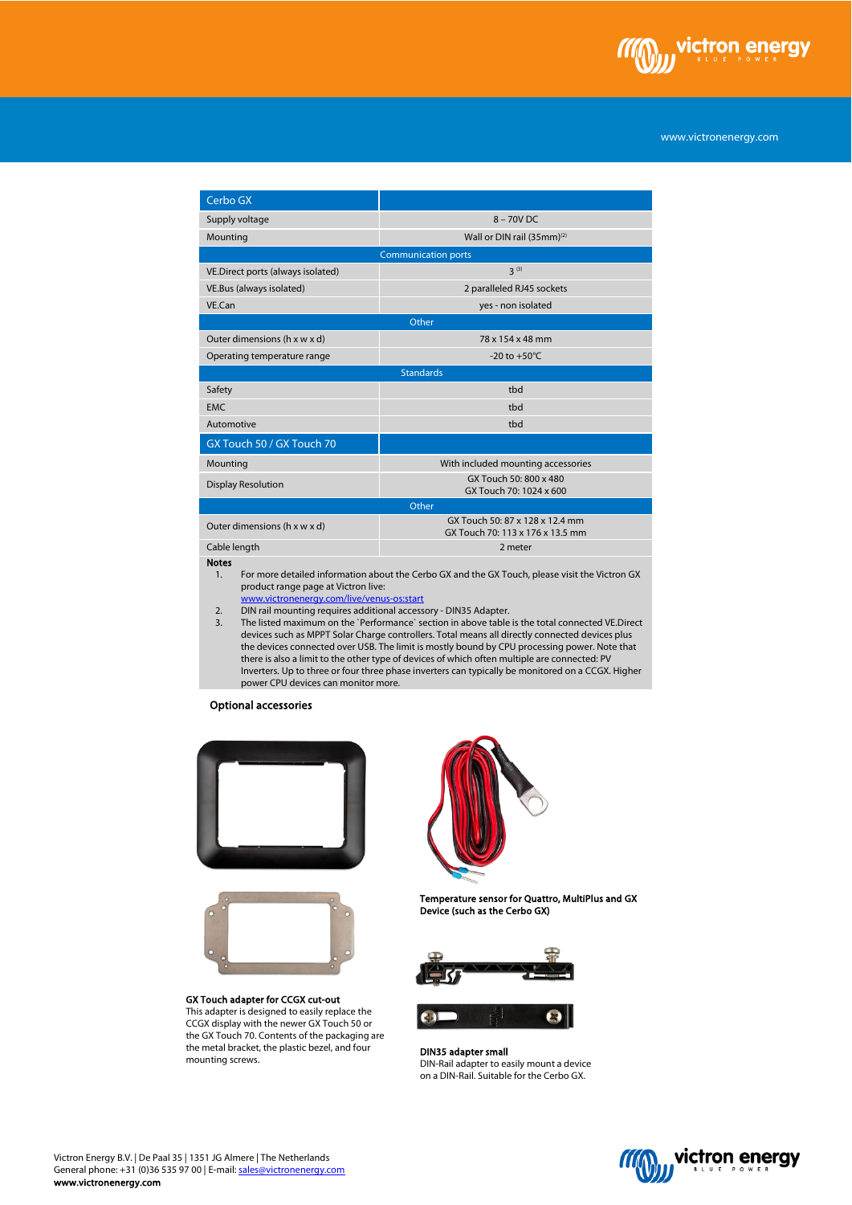| Cerbo GX | |
|---|---|
| Supply voltage | 8 – 70V DC |
| Mounting | Wall or DIN rail (35mm)[2] |
| Communication ports | |
| VE.Direct ports (always isolated) | 3 [3] |
| VE.Bus (always isolated) | 2 paralleled RJ45 sockets |
| VE.Can | yes - non isolated |
| Other | |
| Outer dimensions (h x w x d) | 78 x 154 x 48 mm |
| Operating temperature range | -20 to +50°C |
| Standards | |
| Safety | tbd |
| EMC | tbd |
| Automotive | tbd |

| GX Touch 50 / GX Touch 70 | |
|---|---|
| Mounting | With included mounting accessories |
| Display Resolution | GX Touch 50: 800 x 480<br>GX Touch 70: 1024 x 600 |
| Other | |
| Outer dimensions (h x w x d) | GX Touch 50: 87 x 128 x 12.4 mm<br>GX Touch 70: 113 x 176 x 13.5 mm |
| Cable length | 2 meter |

**Notes**

1. For more detailed information about the Cerbo GX and the GX Touch, please visit the Victron GX product range page at Victron live: www.victronenergy.com/live/venus-os:start
2. DIN rail mounting requires additional accessory - DIN35 Adapter.
3. The listed maximum on the `Performance` section in above table is the total connected VE.Direct devices such as MPPT Solar Charge controllers. Total means all directly connected devices plus the devices connected over USB. The limit is mostly bound by CPU processing power. Note that there is also a limit to the other type of devices of which often multiple are connected: PV Inverters. Up to three or four three phase inverters can typically be monitored on a CCGX. Higher power CPU devices can monitor more.

**Optional accessories**

**GX Touch adapter for CCGX cut-out**
This adapter is designed to easily replace the CCGX display with the newer GX Touch 50 or the GX Touch 70. Contents of the packaging are the metal bracket, the plastic bezel, and four mounting screws.

**Temperature sensor for Quattro, MultiPlus and GX Device (such as the Cerbo GX)**

**DIN35 adapter small**
DIN-Rail adapter to easily mount a device on a DIN-Rail. Suitable for the Cerbo GX.

Victron Energy B.V. | De Paal 35 | 1351 JG Almere | The Netherlands
General phone: +31 (0)36 535 97 00 | E-mail: sales@victronenergy.com
**www.victronenergy.com**